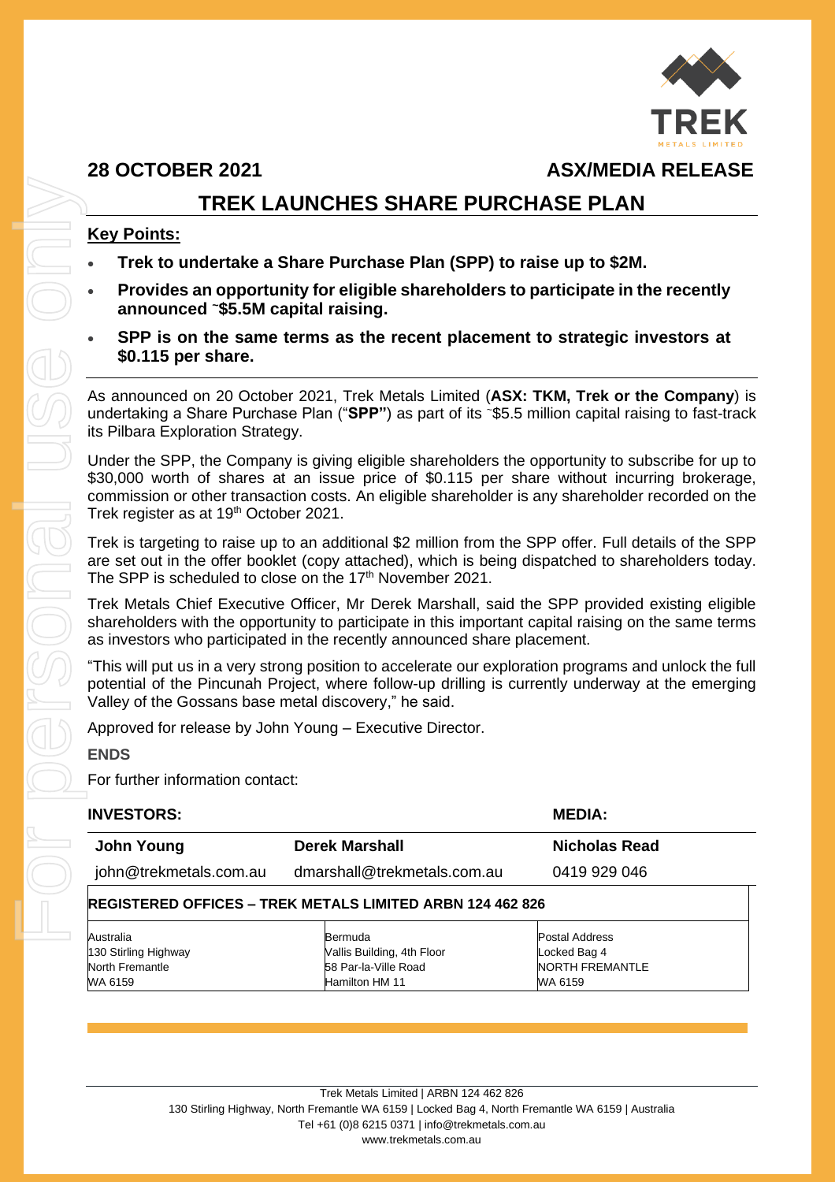**28 OCTOBER 2021** **ASX/MEDIA RELEASE**

# TREK LAUNCHES SHARE PURCHASE PLAN

**Key Points:**

- **Trek to undertake a Share Purchase Plan (SPP) to raise up to $2M.**
- **Provides an opportunity for eligible shareholders to participate in the recently announced ~$5.5M capital raising.**
- **SPP is on the same terms as the recent placement to strategic investors at $0.115 per share.**

As announced on 20 October 2021, Trek Metals Limited (**ASX: TKM, Trek or the Company**) is undertaking a Share Purchase Plan ("**SPP"**) as part of its ~$5.5 million capital raising to fast-track its Pilbara Exploration Strategy.

Under the SPP, the Company is giving eligible shareholders the opportunity to subscribe for up to $30,000 worth of shares at an issue price of $0.115 per share without incurring brokerage, commission or other transaction costs. An eligible shareholder is any shareholder recorded on the Trek register as at 19th October 2021.

Trek is targeting to raise up to an additional $2 million from the SPP offer. Full details of the SPP are set out in the offer booklet (copy attached), which is being dispatched to shareholders today. The SPP is scheduled to close on the 17th November 2021.

Trek Metals Chief Executive Officer, Mr Derek Marshall, said the SPP provided existing eligible shareholders with the opportunity to participate in this important capital raising on the same terms as investors who participated in the recently announced share placement.

"This will put us in a very strong position to accelerate our exploration programs and unlock the full potential of the Pincunah Project, where follow-up drilling is currently underway at the emerging Valley of the Gossans base metal discovery," he said.

Approved for release by John Young – Executive Director.

**ENDS**

For further information contact:

| INVESTORS: | | MEDIA: |
|---|---|---|
| **John Young** | **Derek Marshall** | **Nicholas Read** |
| john@trekmetals.com.au | dmarshall@trekmetals.com.au | 0419 929 046 |

**REGISTERED OFFICES – TREK METALS LIMITED ARBN 124 462 826**

| Australia | Bermuda | Postal Address |
|---|---|---|
| 130 Stirling Highway | Vallis Building, 4th Floor | Locked Bag 4 |
| North Fremantle | 58 Par-la-Ville Road | NORTH FREMANTLE |
| WA 6159 | Hamilton HM 11 | WA 6159 |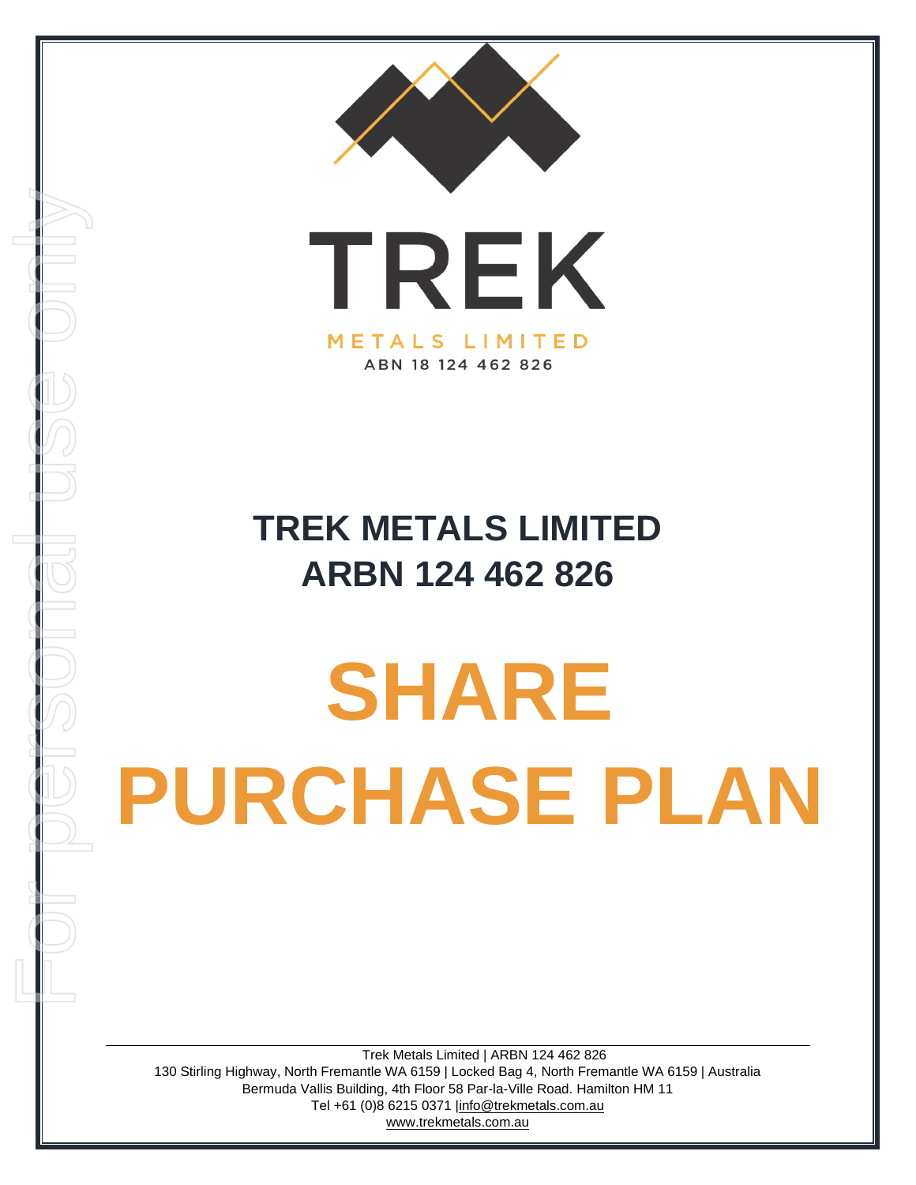TREK

METALS LIMITED

ABN 18 124 462 826

# TREK METALS LIMITED
# ARBN 124 462 826

# SHARE PURCHASE PLAN

Trek Metals Limited | ARBN 124 462 826
130 Stirling Highway, North Fremantle WA 6159 | Locked Bag 4, North Fremantle WA 6159 | Australia
Bermuda Vallis Building, 4th Floor 58 Par-la-Ville Road. Hamilton HM 11
Tel +61 (0)8 6215 0371 |info@trekmetals.com.au
www.trekmetals.com.au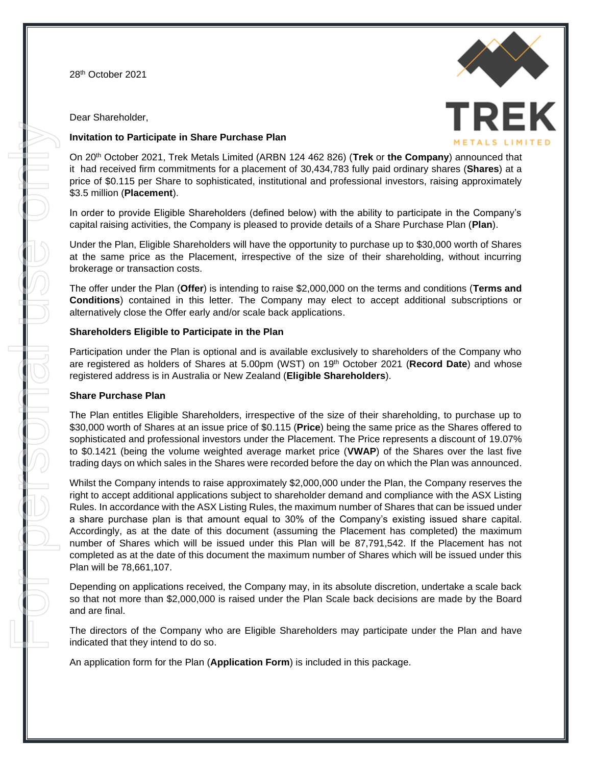28th October 2021

Dear Shareholder,

**Invitation to Participate in Share Purchase Plan**

On 20th October 2021, Trek Metals Limited (ARBN 124 462 826) (**Trek** or **the Company**) announced that it had received firm commitments for a placement of 30,434,783 fully paid ordinary shares (**Shares**) at a price of $0.115 per Share to sophisticated, institutional and professional investors, raising approximately $3.5 million (**Placement**).

In order to provide Eligible Shareholders (defined below) with the ability to participate in the Company's capital raising activities, the Company is pleased to provide details of a Share Purchase Plan (**Plan**).

Under the Plan, Eligible Shareholders will have the opportunity to purchase up to $30,000 worth of Shares at the same price as the Placement, irrespective of the size of their shareholding, without incurring brokerage or transaction costs.

The offer under the Plan (**Offer**) is intending to raise $2,000,000 on the terms and conditions (**Terms and Conditions**) contained in this letter. The Company may elect to accept additional subscriptions or alternatively close the Offer early and/or scale back applications.

**Shareholders Eligible to Participate in the Plan**

Participation under the Plan is optional and is available exclusively to shareholders of the Company who are registered as holders of Shares at 5.00pm (WST) on 19th October 2021 (**Record Date**) and whose registered address is in Australia or New Zealand (**Eligible Shareholders**).

**Share Purchase Plan**

The Plan entitles Eligible Shareholders, irrespective of the size of their shareholding, to purchase up to $30,000 worth of Shares at an issue price of $0.115 (**Price**) being the same price as the Shares offered to sophisticated and professional investors under the Placement. The Price represents a discount of 19.07% to $0.1421 (being the volume weighted average market price (**VWAP**) of the Shares over the last five trading days on which sales in the Shares were recorded before the day on which the Plan was announced.

Whilst the Company intends to raise approximately $2,000,000 under the Plan, the Company reserves the right to accept additional applications subject to shareholder demand and compliance with the ASX Listing Rules. In accordance with the ASX Listing Rules, the maximum number of Shares that can be issued under a share purchase plan is that amount equal to 30% of the Company's existing issued share capital. Accordingly, as at the date of this document (assuming the Placement has completed) the maximum number of Shares which will be issued under this Plan will be 87,791,542. If the Placement has not completed as at the date of this document the maximum number of Shares which will be issued under this Plan will be 78,661,107.

Depending on applications received, the Company may, in its absolute discretion, undertake a scale back so that not more than $2,000,000 is raised under the Plan Scale back decisions are made by the Board and are final.

The directors of the Company who are Eligible Shareholders may participate under the Plan and have indicated that they intend to do so.

An application form for the Plan (**Application Form**) is included in this package.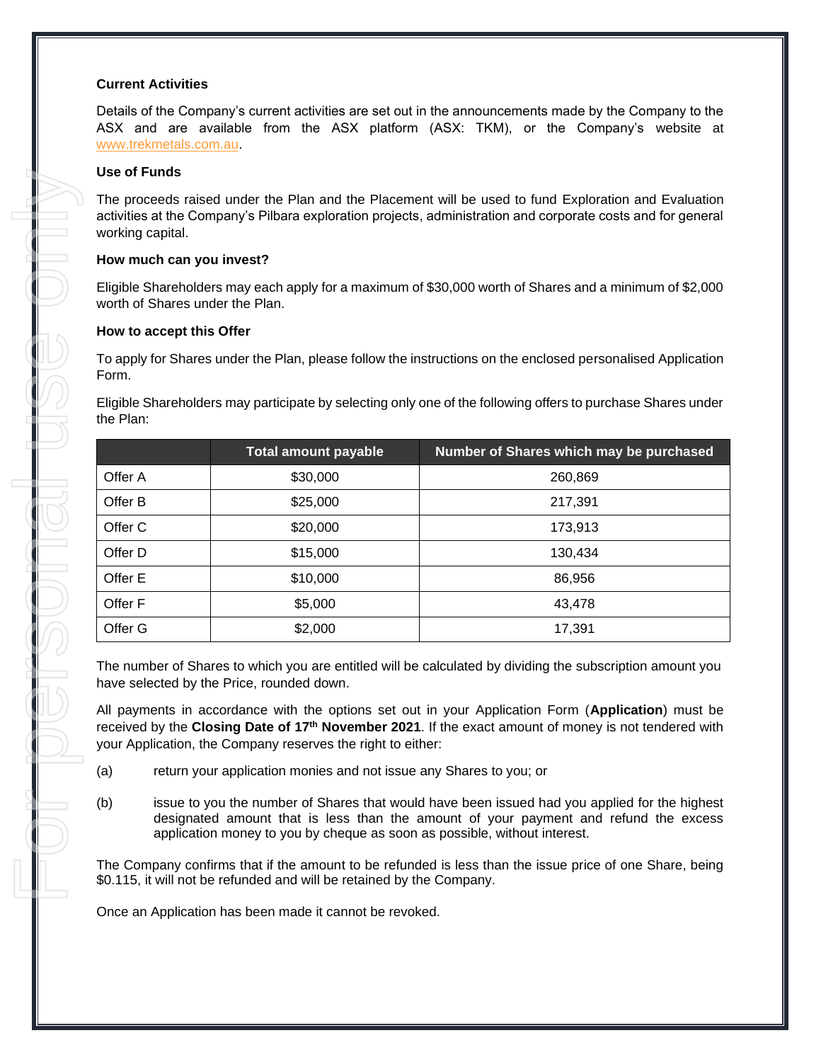**Current Activities**

Details of the Company's current activities are set out in the announcements made by the Company to the ASX and are available from the ASX platform (ASX: TKM), or the Company's website at www.trekmetals.com.au.

**Use of Funds**

The proceeds raised under the Plan and the Placement will be used to fund Exploration and Evaluation activities at the Company's Pilbara exploration projects, administration and corporate costs and for general working capital.

**How much can you invest?**

Eligible Shareholders may each apply for a maximum of $30,000 worth of Shares and a minimum of $2,000 worth of Shares under the Plan.

**How to accept this Offer**

To apply for Shares under the Plan, please follow the instructions on the enclosed personalised Application Form.

Eligible Shareholders may participate by selecting only one of the following offers to purchase Shares under the Plan:

| | Total amount payable | Number of Shares which may be purchased |
|---|---|---|
| Offer A | $30,000 | 260,869 |
| Offer B | $25,000 | 217,391 |
| Offer C | $20,000 | 173,913 |
| Offer D | $15,000 | 130,434 |
| Offer E | $10,000 | 86,956 |
| Offer F | $5,000 | 43,478 |
| Offer G | $2,000 | 17,391 |

The number of Shares to which you are entitled will be calculated by dividing the subscription amount you have selected by the Price, rounded down.

All payments in accordance with the options set out in your Application Form (**Application**) must be received by the **Closing Date of 17th November 2021**. If the exact amount of money is not tendered with your Application, the Company reserves the right to either:

(a) return your application monies and not issue any Shares to you; or

(b) issue to you the number of Shares that would have been issued had you applied for the highest designated amount that is less than the amount of your payment and refund the excess application money to you by cheque as soon as possible, without interest.

The Company confirms that if the amount to be refunded is less than the issue price of one Share, being $0.115, it will not be refunded and will be retained by the Company.

Once an Application has been made it cannot be revoked.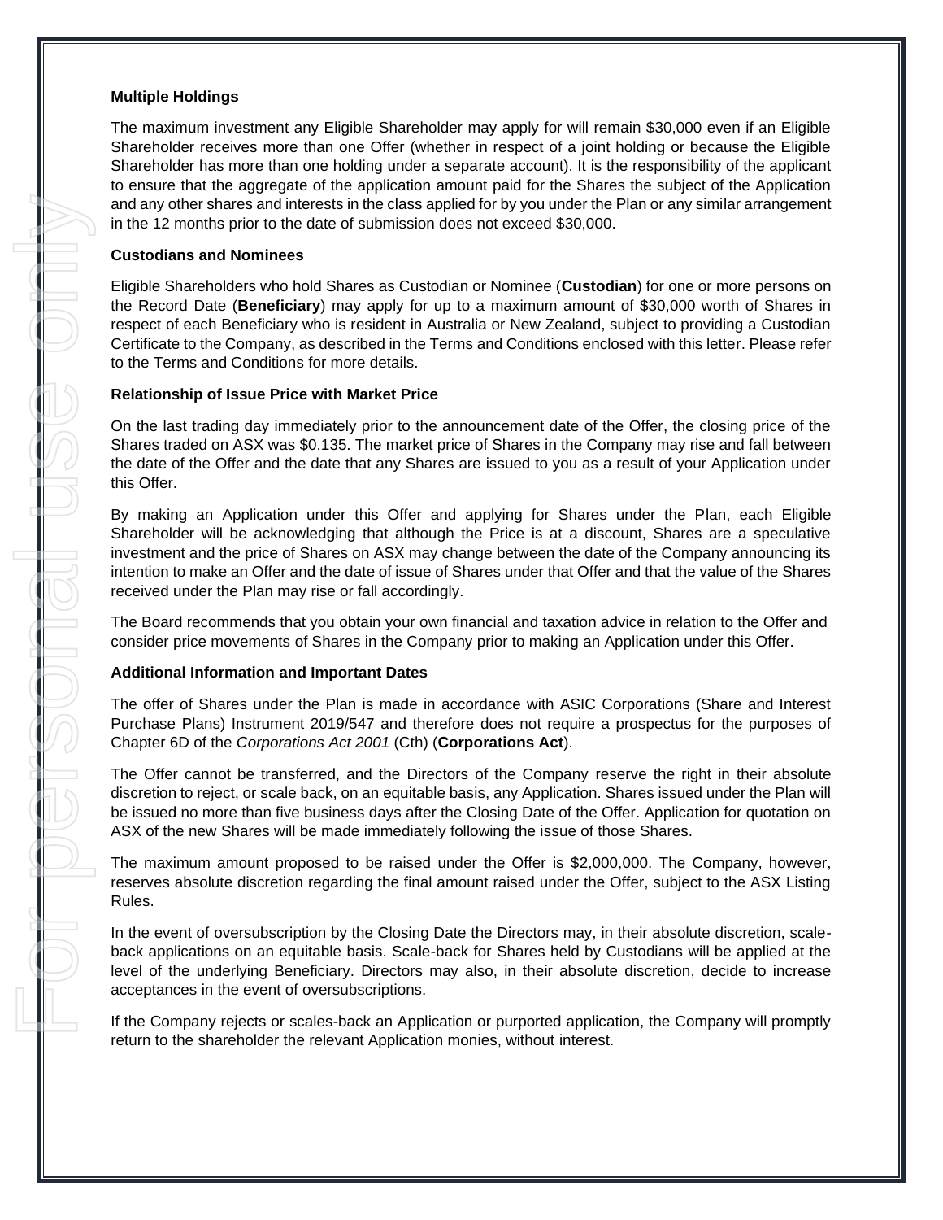**Multiple Holdings**

The maximum investment any Eligible Shareholder may apply for will remain $30,000 even if an Eligible Shareholder receives more than one Offer (whether in respect of a joint holding or because the Eligible Shareholder has more than one holding under a separate account). It is the responsibility of the applicant to ensure that the aggregate of the application amount paid for the Shares the subject of the Application and any other shares and interests in the class applied for by you under the Plan or any similar arrangement in the 12 months prior to the date of submission does not exceed $30,000.

**Custodians and Nominees**

Eligible Shareholders who hold Shares as Custodian or Nominee (**Custodian**) for one or more persons on the Record Date (**Beneficiary**) may apply for up to a maximum amount of $30,000 worth of Shares in respect of each Beneficiary who is resident in Australia or New Zealand, subject to providing a Custodian Certificate to the Company, as described in the Terms and Conditions enclosed with this letter. Please refer to the Terms and Conditions for more details.

**Relationship of Issue Price with Market Price**

On the last trading day immediately prior to the announcement date of the Offer, the closing price of the Shares traded on ASX was $0.135. The market price of Shares in the Company may rise and fall between the date of the Offer and the date that any Shares are issued to you as a result of your Application under this Offer.

By making an Application under this Offer and applying for Shares under the Plan, each Eligible Shareholder will be acknowledging that although the Price is at a discount, Shares are a speculative investment and the price of Shares on ASX may change between the date of the Company announcing its intention to make an Offer and the date of issue of Shares under that Offer and that the value of the Shares received under the Plan may rise or fall accordingly.

The Board recommends that you obtain your own financial and taxation advice in relation to the Offer and consider price movements of Shares in the Company prior to making an Application under this Offer.

**Additional Information and Important Dates**

The offer of Shares under the Plan is made in accordance with ASIC Corporations (Share and Interest Purchase Plans) Instrument 2019/547 and therefore does not require a prospectus for the purposes of Chapter 6D of the *Corporations Act 2001* (Cth) (**Corporations Act**).

The Offer cannot be transferred, and the Directors of the Company reserve the right in their absolute discretion to reject, or scale back, on an equitable basis, any Application. Shares issued under the Plan will be issued no more than five business days after the Closing Date of the Offer. Application for quotation on ASX of the new Shares will be made immediately following the issue of those Shares.

The maximum amount proposed to be raised under the Offer is $2,000,000. The Company, however, reserves absolute discretion regarding the final amount raised under the Offer, subject to the ASX Listing Rules.

In the event of oversubscription by the Closing Date the Directors may, in their absolute discretion, scale-back applications on an equitable basis. Scale-back for Shares held by Custodians will be applied at the level of the underlying Beneficiary. Directors may also, in their absolute discretion, decide to increase acceptances in the event of oversubscriptions.

If the Company rejects or scales-back an Application or purported application, the Company will promptly return to the shareholder the relevant Application monies, without interest.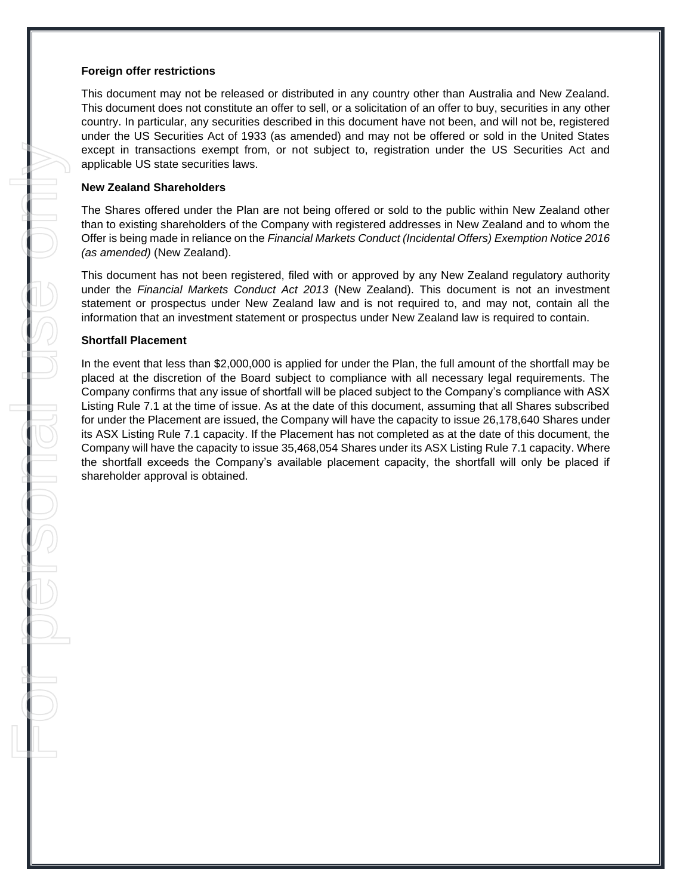**Foreign offer restrictions**

This document may not be released or distributed in any country other than Australia and New Zealand. This document does not constitute an offer to sell, or a solicitation of an offer to buy, securities in any other country. In particular, any securities described in this document have not been, and will not be, registered under the US Securities Act of 1933 (as amended) and may not be offered or sold in the United States except in transactions exempt from, or not subject to, registration under the US Securities Act and applicable US state securities laws.

**New Zealand Shareholders**

The Shares offered under the Plan are not being offered or sold to the public within New Zealand other than to existing shareholders of the Company with registered addresses in New Zealand and to whom the Offer is being made in reliance on the *Financial Markets Conduct (Incidental Offers) Exemption Notice 2016 (as amended)* (New Zealand).

This document has not been registered, filed with or approved by any New Zealand regulatory authority under the *Financial Markets Conduct Act 2013* (New Zealand). This document is not an investment statement or prospectus under New Zealand law and is not required to, and may not, contain all the information that an investment statement or prospectus under New Zealand law is required to contain.

**Shortfall Placement**

In the event that less than $2,000,000 is applied for under the Plan, the full amount of the shortfall may be placed at the discretion of the Board subject to compliance with all necessary legal requirements. The Company confirms that any issue of shortfall will be placed subject to the Company's compliance with ASX Listing Rule 7.1 at the time of issue. As at the date of this document, assuming that all Shares subscribed for under the Placement are issued, the Company will have the capacity to issue 26,178,640 Shares under its ASX Listing Rule 7.1 capacity. If the Placement has not completed as at the date of this document, the Company will have the capacity to issue 35,468,054 Shares under its ASX Listing Rule 7.1 capacity. Where the shortfall exceeds the Company's available placement capacity, the shortfall will only be placed if shareholder approval is obtained.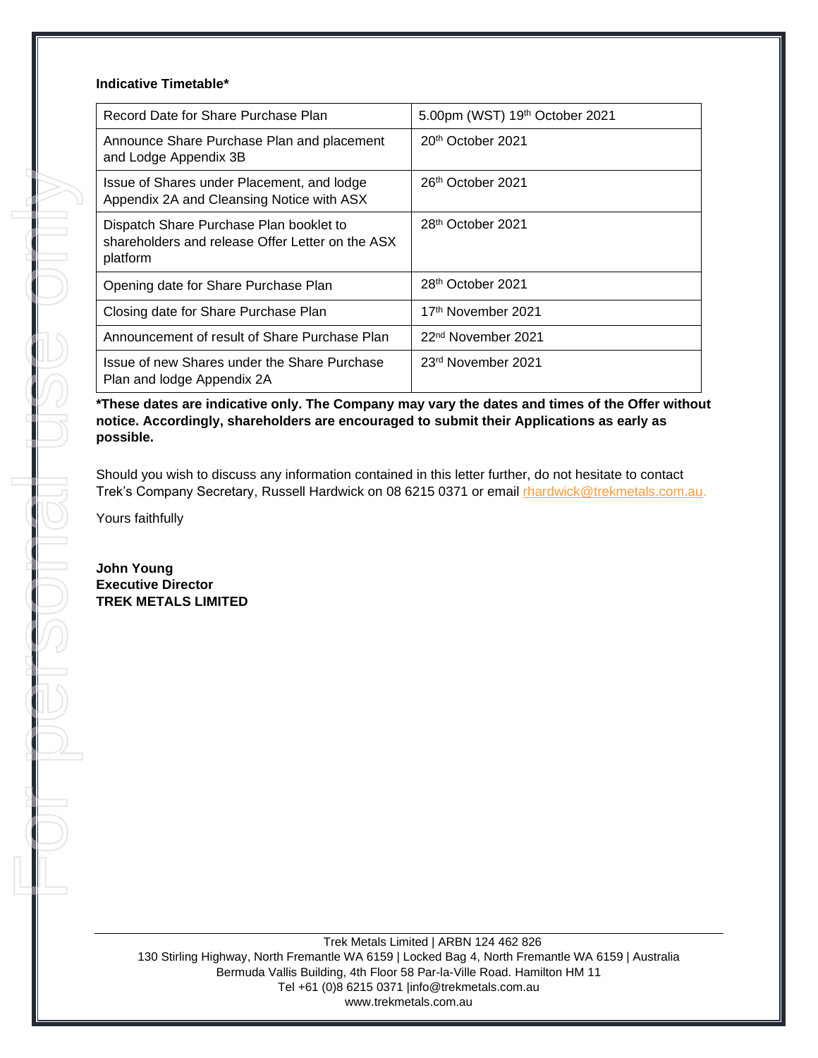**Indicative Timetable***

| | |
|---|---|
| Record Date for Share Purchase Plan | 5.00pm (WST) 19th October 2021 |
| Announce Share Purchase Plan and placement and Lodge Appendix 3B | 20th October 2021 |
| Issue of Shares under Placement, and lodge Appendix 2A and Cleansing Notice with ASX | 26th October 2021 |
| Dispatch Share Purchase Plan booklet to shareholders and release Offer Letter on the ASX platform | 28th October 2021 |
| Opening date for Share Purchase Plan | 28th October 2021 |
| Closing date for Share Purchase Plan | 17th November 2021 |
| Announcement of result of Share Purchase Plan | 22nd November 2021 |
| Issue of new Shares under the Share Purchase Plan and lodge Appendix 2A | 23rd November 2021 |

***These dates are indicative only. The Company may vary the dates and times of the Offer without notice. Accordingly, shareholders are encouraged to submit their Applications as early as possible.**

Should you wish to discuss any information contained in this letter further, do not hesitate to contact Trek's Company Secretary, Russell Hardwick on 08 6215 0371 or email rhardwick@trekmetals.com.au.

Yours faithfully

**John Young**
**Executive Director**
**TREK METALS LIMITED**

Trek Metals Limited | ARBN 124 462 826
130 Stirling Highway, North Fremantle WA 6159 | Locked Bag 4, North Fremantle WA 6159 | Australia
Bermuda Vallis Building, 4th Floor 58 Par-la-Ville Road. Hamilton HM 11
Tel +61 (0)8 6215 0371 |info@trekmetals.com.au
www.trekmetals.com.au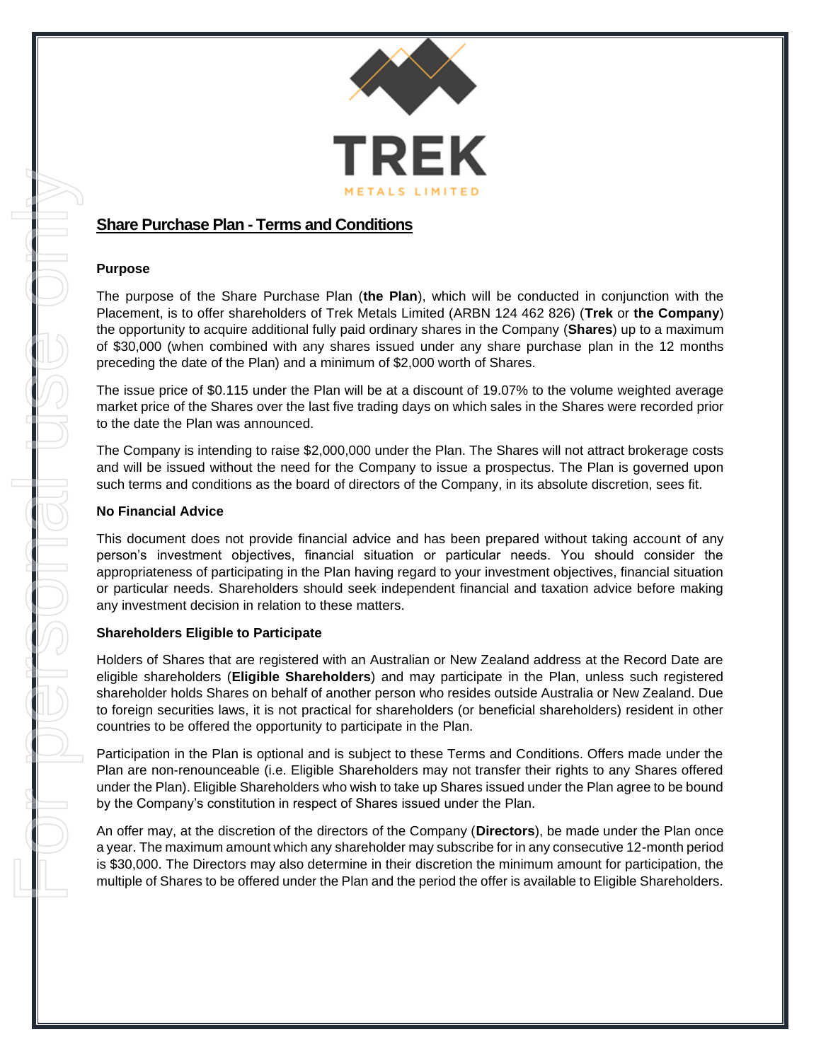## Share Purchase Plan - Terms and Conditions

### Purpose

The purpose of the Share Purchase Plan (**the Plan**), which will be conducted in conjunction with the Placement, is to offer shareholders of Trek Metals Limited (ARBN 124 462 826) (**Trek** or **the Company**) the opportunity to acquire additional fully paid ordinary shares in the Company (**Shares**) up to a maximum of $30,000 (when combined with any shares issued under any share purchase plan in the 12 months preceding the date of the Plan) and a minimum of $2,000 worth of Shares.

The issue price of $0.115 under the Plan will be at a discount of 19.07% to the volume weighted average market price of the Shares over the last five trading days on which sales in the Shares were recorded prior to the date the Plan was announced.

The Company is intending to raise $2,000,000 under the Plan. The Shares will not attract brokerage costs and will be issued without the need for the Company to issue a prospectus. The Plan is governed upon such terms and conditions as the board of directors of the Company, in its absolute discretion, sees fit.

### No Financial Advice

This document does not provide financial advice and has been prepared without taking account of any person's investment objectives, financial situation or particular needs. You should consider the appropriateness of participating in the Plan having regard to your investment objectives, financial situation or particular needs. Shareholders should seek independent financial and taxation advice before making any investment decision in relation to these matters.

### Shareholders Eligible to Participate

Holders of Shares that are registered with an Australian or New Zealand address at the Record Date are eligible shareholders (**Eligible Shareholders**) and may participate in the Plan, unless such registered shareholder holds Shares on behalf of another person who resides outside Australia or New Zealand. Due to foreign securities laws, it is not practical for shareholders (or beneficial shareholders) resident in other countries to be offered the opportunity to participate in the Plan.

Participation in the Plan is optional and is subject to these Terms and Conditions. Offers made under the Plan are non-renounceable (i.e. Eligible Shareholders may not transfer their rights to any Shares offered under the Plan). Eligible Shareholders who wish to take up Shares issued under the Plan agree to be bound by the Company's constitution in respect of Shares issued under the Plan.

An offer may, at the discretion of the directors of the Company (**Directors**), be made under the Plan once a year. The maximum amount which any shareholder may subscribe for in any consecutive 12-month period is $30,000. The Directors may also determine in their discretion the minimum amount for participation, the multiple of Shares to be offered under the Plan and the period the offer is available to Eligible Shareholders.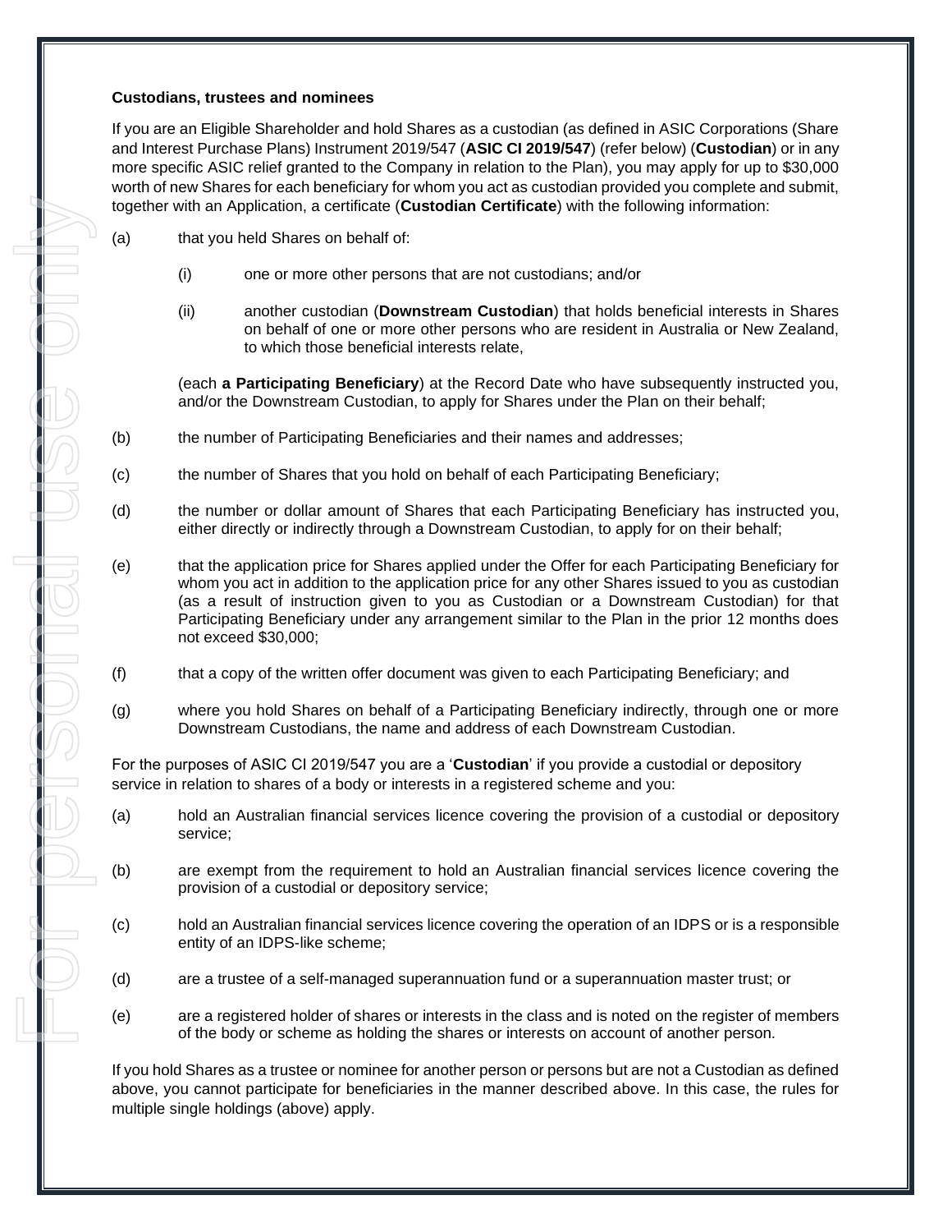**Custodians, trustees and nominees**

If you are an Eligible Shareholder and hold Shares as a custodian (as defined in ASIC Corporations (Share and Interest Purchase Plans) Instrument 2019/547 (**ASIC CI 2019/547**) (refer below) (**Custodian**) or in any more specific ASIC relief granted to the Company in relation to the Plan), you may apply for up to $30,000 worth of new Shares for each beneficiary for whom you act as custodian provided you complete and submit, together with an Application, a certificate (**Custodian Certificate**) with the following information:

(a) that you held Shares on behalf of:

 (i) one or more other persons that are not custodians; and/or

 (ii) another custodian (**Downstream Custodian**) that holds beneficial interests in Shares on behalf of one or more other persons who are resident in Australia or New Zealand, to which those beneficial interests relate,

 (each **a Participating Beneficiary**) at the Record Date who have subsequently instructed you, and/or the Downstream Custodian, to apply for Shares under the Plan on their behalf;

(b) the number of Participating Beneficiaries and their names and addresses;

(c) the number of Shares that you hold on behalf of each Participating Beneficiary;

(d) the number or dollar amount of Shares that each Participating Beneficiary has instructed you, either directly or indirectly through a Downstream Custodian, to apply for on their behalf;

(e) that the application price for Shares applied under the Offer for each Participating Beneficiary for whom you act in addition to the application price for any other Shares issued to you as custodian (as a result of instruction given to you as Custodian or a Downstream Custodian) for that Participating Beneficiary under any arrangement similar to the Plan in the prior 12 months does not exceed $30,000;

(f) that a copy of the written offer document was given to each Participating Beneficiary; and

(g) where you hold Shares on behalf of a Participating Beneficiary indirectly, through one or more Downstream Custodians, the name and address of each Downstream Custodian.

For the purposes of ASIC CI 2019/547 you are a '**Custodian**' if you provide a custodial or depository service in relation to shares of a body or interests in a registered scheme and you:

(a) hold an Australian financial services licence covering the provision of a custodial or depository service;

(b) are exempt from the requirement to hold an Australian financial services licence covering the provision of a custodial or depository service;

(c) hold an Australian financial services licence covering the operation of an IDPS or is a responsible entity of an IDPS-like scheme;

(d) are a trustee of a self-managed superannuation fund or a superannuation master trust; or

(e) are a registered holder of shares or interests in the class and is noted on the register of members of the body or scheme as holding the shares or interests on account of another person.

If you hold Shares as a trustee or nominee for another person or persons but are not a Custodian as defined above, you cannot participate for beneficiaries in the manner described above. In this case, the rules for multiple single holdings (above) apply.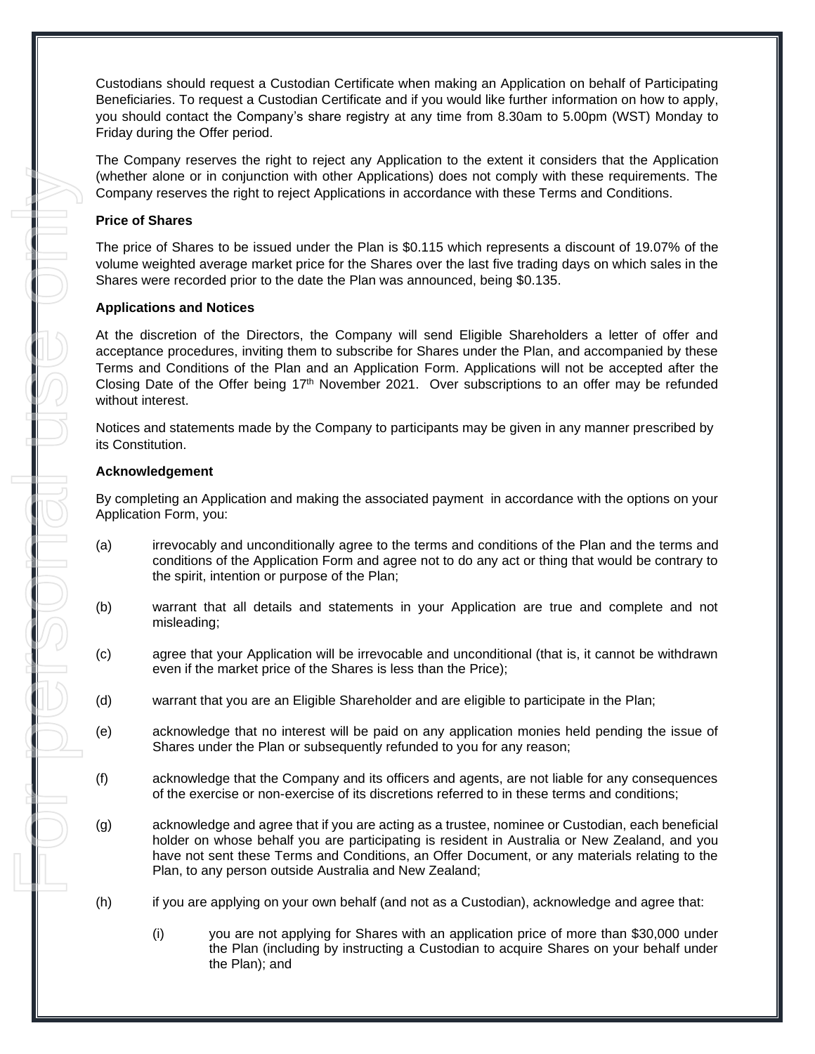Custodians should request a Custodian Certificate when making an Application on behalf of Participating Beneficiaries. To request a Custodian Certificate and if you would like further information on how to apply, you should contact the Company's share registry at any time from 8.30am to 5.00pm (WST) Monday to Friday during the Offer period.

The Company reserves the right to reject any Application to the extent it considers that the Application (whether alone or in conjunction with other Applications) does not comply with these requirements. The Company reserves the right to reject Applications in accordance with these Terms and Conditions.

**Price of Shares**

The price of Shares to be issued under the Plan is $0.115 which represents a discount of 19.07% of the volume weighted average market price for the Shares over the last five trading days on which sales in the Shares were recorded prior to the date the Plan was announced, being $0.135.

**Applications and Notices**

At the discretion of the Directors, the Company will send Eligible Shareholders a letter of offer and acceptance procedures, inviting them to subscribe for Shares under the Plan, and accompanied by these Terms and Conditions of the Plan and an Application Form. Applications will not be accepted after the Closing Date of the Offer being 17th November 2021. Over subscriptions to an offer may be refunded without interest.

Notices and statements made by the Company to participants may be given in any manner prescribed by its Constitution.

**Acknowledgement**

By completing an Application and making the associated payment in accordance with the options on your Application Form, you:

(a) irrevocably and unconditionally agree to the terms and conditions of the Plan and the terms and conditions of the Application Form and agree not to do any act or thing that would be contrary to the spirit, intention or purpose of the Plan;

(b) warrant that all details and statements in your Application are true and complete and not misleading;

(c) agree that your Application will be irrevocable and unconditional (that is, it cannot be withdrawn even if the market price of the Shares is less than the Price);

(d) warrant that you are an Eligible Shareholder and are eligible to participate in the Plan;

(e) acknowledge that no interest will be paid on any application monies held pending the issue of Shares under the Plan or subsequently refunded to you for any reason;

(f) acknowledge that the Company and its officers and agents, are not liable for any consequences of the exercise or non-exercise of its discretions referred to in these terms and conditions;

(g) acknowledge and agree that if you are acting as a trustee, nominee or Custodian, each beneficial holder on whose behalf you are participating is resident in Australia or New Zealand, and you have not sent these Terms and Conditions, an Offer Document, or any materials relating to the Plan, to any person outside Australia and New Zealand;

(h) if you are applying on your own behalf (and not as a Custodian), acknowledge and agree that:

   (i) you are not applying for Shares with an application price of more than $30,000 under the Plan (including by instructing a Custodian to acquire Shares on your behalf under the Plan); and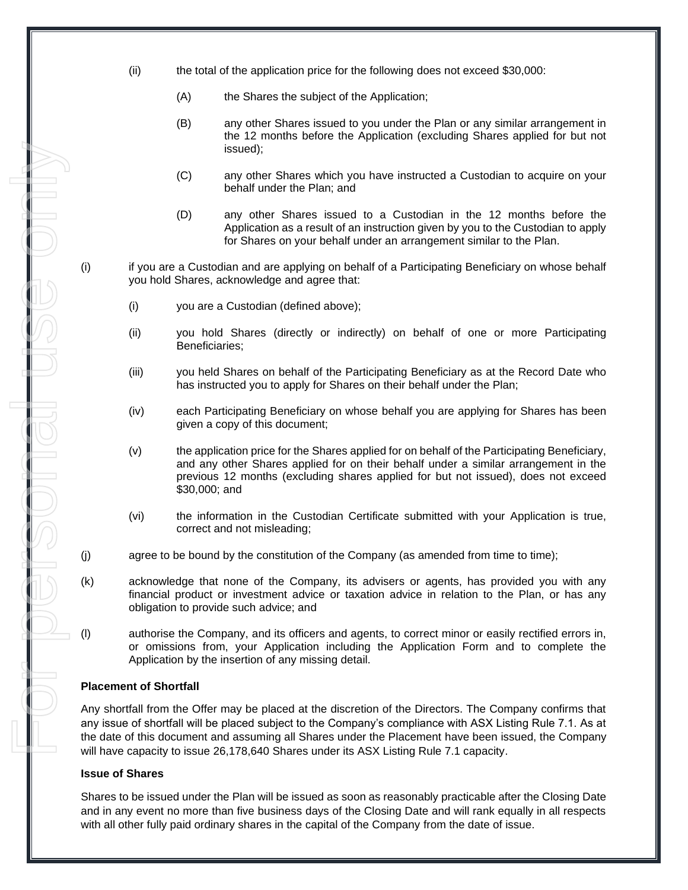(ii) the total of the application price for the following does not exceed $30,000:

(A) the Shares the subject of the Application;

(B) any other Shares issued to you under the Plan or any similar arrangement in the 12 months before the Application (excluding Shares applied for but not issued);

(C) any other Shares which you have instructed a Custodian to acquire on your behalf under the Plan; and

(D) any other Shares issued to a Custodian in the 12 months before the Application as a result of an instruction given by you to the Custodian to apply for Shares on your behalf under an arrangement similar to the Plan.

(i) if you are a Custodian and are applying on behalf of a Participating Beneficiary on whose behalf you hold Shares, acknowledge and agree that:

(i) you are a Custodian (defined above);

(ii) you hold Shares (directly or indirectly) on behalf of one or more Participating Beneficiaries;

(iii) you held Shares on behalf of the Participating Beneficiary as at the Record Date who has instructed you to apply for Shares on their behalf under the Plan;

(iv) each Participating Beneficiary on whose behalf you are applying for Shares has been given a copy of this document;

(v) the application price for the Shares applied for on behalf of the Participating Beneficiary, and any other Shares applied for on their behalf under a similar arrangement in the previous 12 months (excluding shares applied for but not issued), does not exceed $30,000; and

(vi) the information in the Custodian Certificate submitted with your Application is true, correct and not misleading;

(j) agree to be bound by the constitution of the Company (as amended from time to time);

(k) acknowledge that none of the Company, its advisers or agents, has provided you with any financial product or investment advice or taxation advice in relation to the Plan, or has any obligation to provide such advice; and

(l) authorise the Company, and its officers and agents, to correct minor or easily rectified errors in, or omissions from, your Application including the Application Form and to complete the Application by the insertion of any missing detail.

**Placement of Shortfall**

Any shortfall from the Offer may be placed at the discretion of the Directors. The Company confirms that any issue of shortfall will be placed subject to the Company's compliance with ASX Listing Rule 7.1. As at the date of this document and assuming all Shares under the Placement have been issued, the Company will have capacity to issue 26,178,640 Shares under its ASX Listing Rule 7.1 capacity.

**Issue of Shares**

Shares to be issued under the Plan will be issued as soon as reasonably practicable after the Closing Date and in any event no more than five business days of the Closing Date and will rank equally in all respects with all other fully paid ordinary shares in the capital of the Company from the date of issue.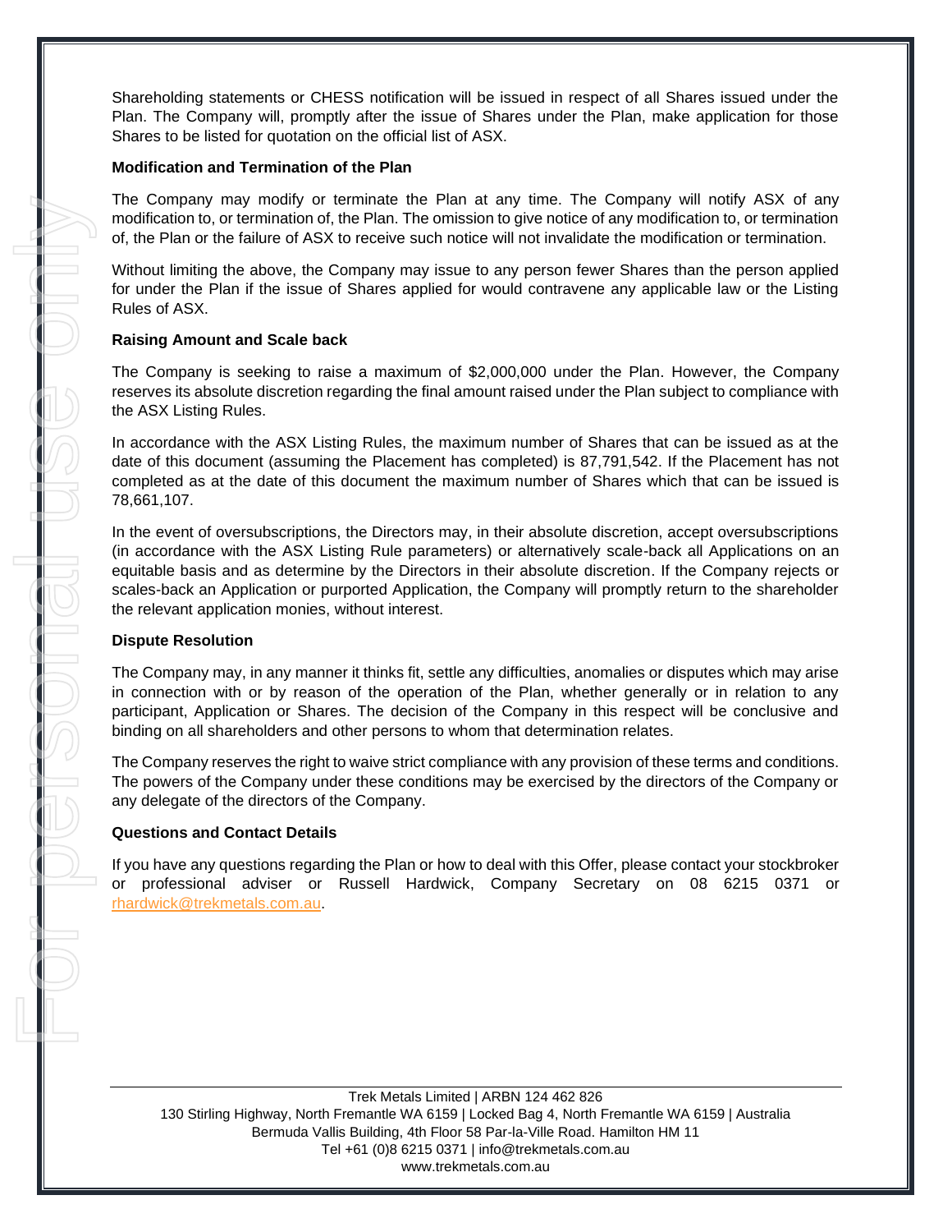Shareholding statements or CHESS notification will be issued in respect of all Shares issued under the Plan. The Company will, promptly after the issue of Shares under the Plan, make application for those Shares to be listed for quotation on the official list of ASX.

**Modification and Termination of the Plan**

The Company may modify or terminate the Plan at any time. The Company will notify ASX of any modification to, or termination of, the Plan. The omission to give notice of any modification to, or termination of, the Plan or the failure of ASX to receive such notice will not invalidate the modification or termination.

Without limiting the above, the Company may issue to any person fewer Shares than the person applied for under the Plan if the issue of Shares applied for would contravene any applicable law or the Listing Rules of ASX.

**Raising Amount and Scale back**

The Company is seeking to raise a maximum of $2,000,000 under the Plan. However, the Company reserves its absolute discretion regarding the final amount raised under the Plan subject to compliance with the ASX Listing Rules.

In accordance with the ASX Listing Rules, the maximum number of Shares that can be issued as at the date of this document (assuming the Placement has completed) is 87,791,542. If the Placement has not completed as at the date of this document the maximum number of Shares which that can be issued is 78,661,107.

In the event of oversubscriptions, the Directors may, in their absolute discretion, accept oversubscriptions (in accordance with the ASX Listing Rule parameters) or alternatively scale-back all Applications on an equitable basis and as determine by the Directors in their absolute discretion. If the Company rejects or scales-back an Application or purported Application, the Company will promptly return to the shareholder the relevant application monies, without interest.

**Dispute Resolution**

The Company may, in any manner it thinks fit, settle any difficulties, anomalies or disputes which may arise in connection with or by reason of the operation of the Plan, whether generally or in relation to any participant, Application or Shares. The decision of the Company in this respect will be conclusive and binding on all shareholders and other persons to whom that determination relates.

The Company reserves the right to waive strict compliance with any provision of these terms and conditions. The powers of the Company under these conditions may be exercised by the directors of the Company or any delegate of the directors of the Company.

**Questions and Contact Details**

If you have any questions regarding the Plan or how to deal with this Offer, please contact your stockbroker or professional adviser or Russell Hardwick, Company Secretary on 08 6215 0371 or rhardwick@trekmetals.com.au.